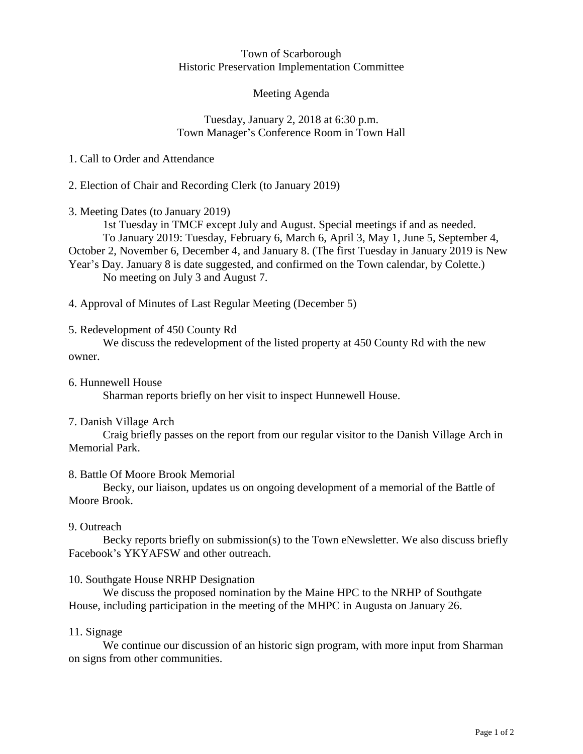Town of Scarborough
Historic Preservation Implementation Committee

Meeting Agenda

Tuesday, January 2, 2018 at 6:30 p.m.
Town Manager's Conference Room in Town Hall

1. Call to Order and Attendance

2. Election of Chair and Recording Clerk (to January 2019)

3. Meeting Dates (to January 2019)

1st Tuesday in TMCF except July and August. Special meetings if and as needed.

To January 2019: Tuesday, February 6, March 6, April 3, May 1, June 5, September 4, October 2, November 6, December 4, and January 8. (The first Tuesday in January 2019 is New Year's Day. January 8 is date suggested, and confirmed on the Town calendar, by Colette.)

No meeting on July 3 and August 7.

4. Approval of Minutes of Last Regular Meeting (December 5)

5. Redevelopment of 450 County Rd

We discuss the redevelopment of the listed property at 450 County Rd with the new owner.

6. Hunnewell House

Sharman reports briefly on her visit to inspect Hunnewell House.

7. Danish Village Arch

Craig briefly passes on the report from our regular visitor to the Danish Village Arch in Memorial Park.

8. Battle Of Moore Brook Memorial

Becky, our liaison, updates us on ongoing development of a memorial of the Battle of Moore Brook.

9. Outreach

Becky reports briefly on submission(s) to the Town eNewsletter. We also discuss briefly Facebook's YKYAFSW and other outreach.

10. Southgate House NRHP Designation

We discuss the proposed nomination by the Maine HPC to the NRHP of Southgate House, including participation in the meeting of the MHPC in Augusta on January 26.

11. Signage

We continue our discussion of an historic sign program, with more input from Sharman on signs from other communities.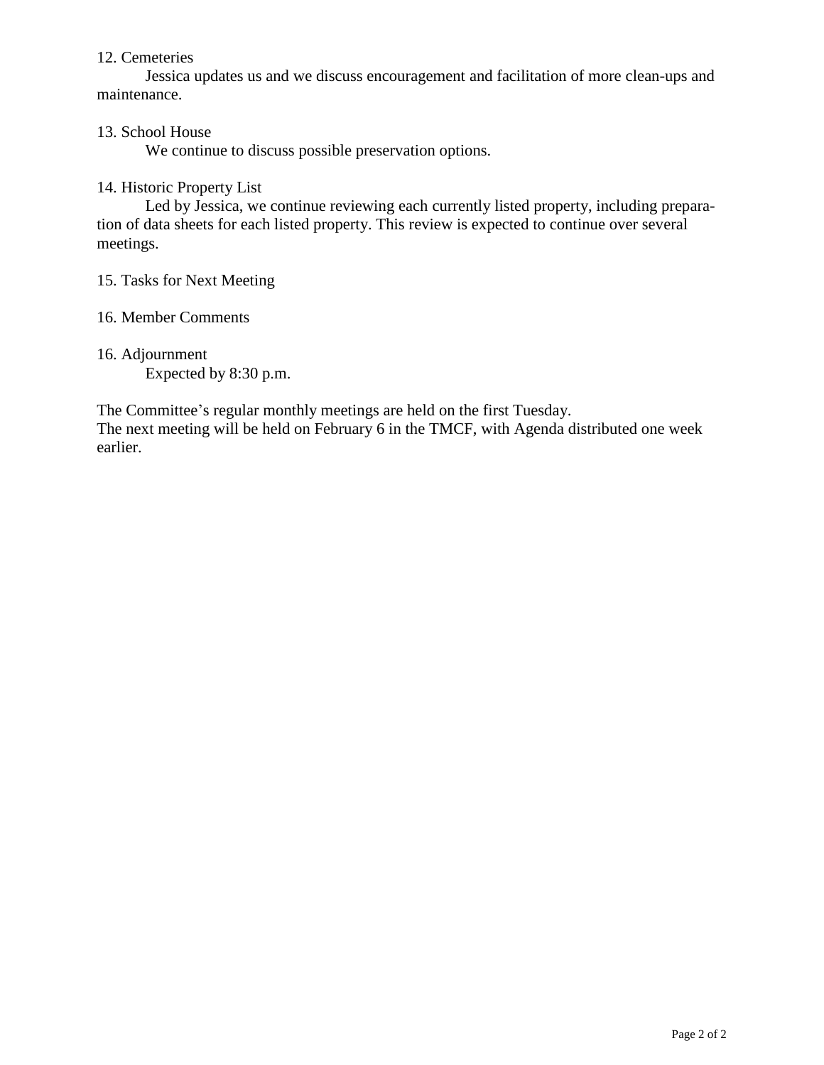12. Cemeteries

Jessica updates us and we discuss encouragement and facilitation of more clean-ups and maintenance.

13. School House

We continue to discuss possible preservation options.

14. Historic Property List

Led by Jessica, we continue reviewing each currently listed property, including preparation of data sheets for each listed property. This review is expected to continue over several meetings.

15. Tasks for Next Meeting

16. Member Comments

16. Adjournment

Expected by 8:30 p.m.

The Committee's regular monthly meetings are held on the first Tuesday.
The next meeting will be held on February 6 in the TMCF, with Agenda distributed one week earlier.